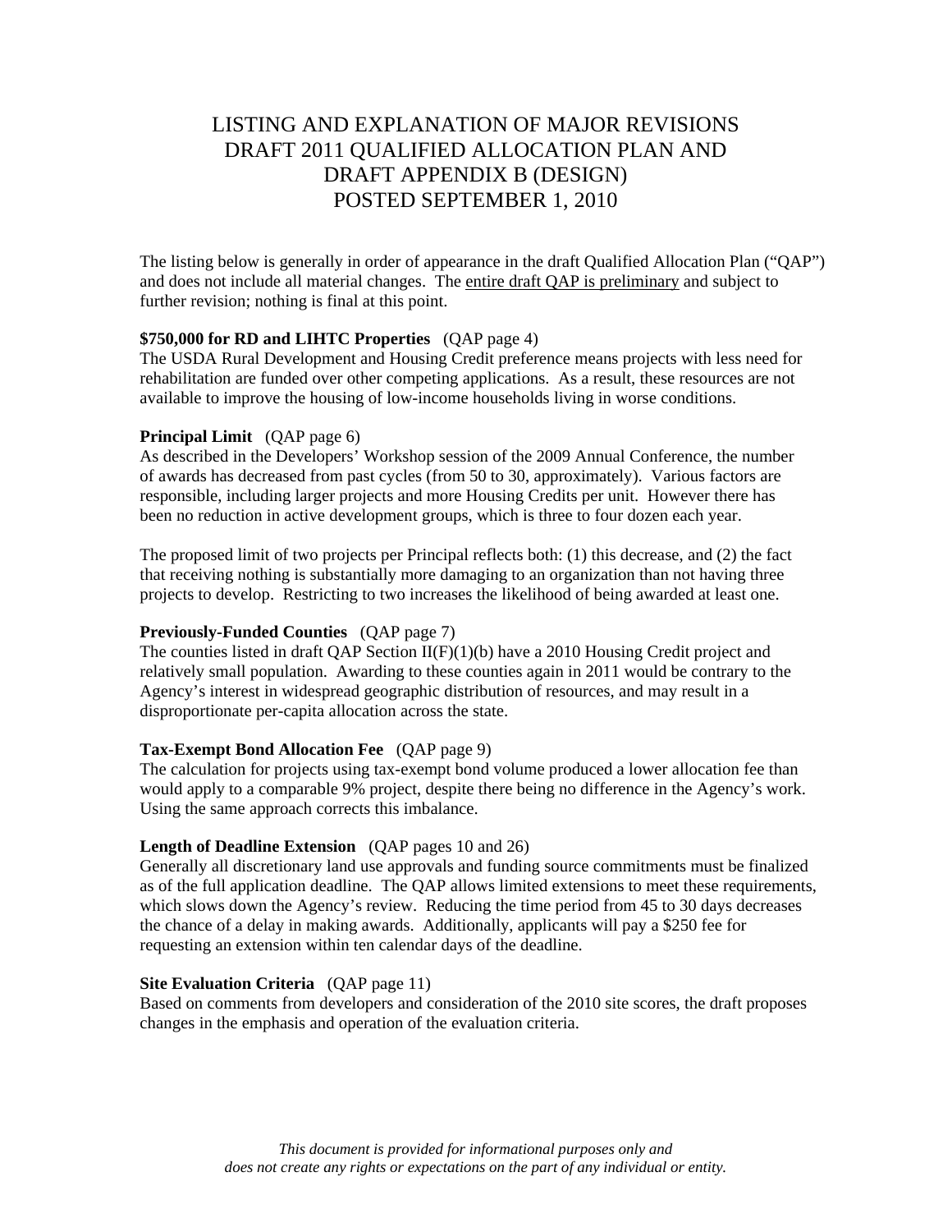# LISTING AND EXPLANATION OF MAJOR REVISIONS DRAFT 2011 QUALIFIED ALLOCATION PLAN AND DRAFT APPENDIX B (DESIGN) POSTED SEPTEMBER 1, 2010

The listing below is generally in order of appearance in the draft Qualified Allocation Plan ("QAP") and does not include all material changes. The entire draft QAP is preliminary and subject to further revision; nothing is final at this point.

**$750,000 for RD and LIHTC Properties** (QAP page 4)
The USDA Rural Development and Housing Credit preference means projects with less need for rehabilitation are funded over other competing applications. As a result, these resources are not available to improve the housing of low-income households living in worse conditions.

**Principal Limit** (QAP page 6)
As described in the Developers' Workshop session of the 2009 Annual Conference, the number of awards has decreased from past cycles (from 50 to 30, approximately). Various factors are responsible, including larger projects and more Housing Credits per unit. However there has been no reduction in active development groups, which is three to four dozen each year.

The proposed limit of two projects per Principal reflects both: (1) this decrease, and (2) the fact that receiving nothing is substantially more damaging to an organization than not having three projects to develop. Restricting to two increases the likelihood of being awarded at least one.

**Previously-Funded Counties** (QAP page 7)
The counties listed in draft QAP Section II(F)(1)(b) have a 2010 Housing Credit project and relatively small population. Awarding to these counties again in 2011 would be contrary to the Agency's interest in widespread geographic distribution of resources, and may result in a disproportionate per-capita allocation across the state.

**Tax-Exempt Bond Allocation Fee** (QAP page 9)
The calculation for projects using tax-exempt bond volume produced a lower allocation fee than would apply to a comparable 9% project, despite there being no difference in the Agency's work. Using the same approach corrects this imbalance.

**Length of Deadline Extension** (QAP pages 10 and 26)
Generally all discretionary land use approvals and funding source commitments must be finalized as of the full application deadline. The QAP allows limited extensions to meet these requirements, which slows down the Agency's review. Reducing the time period from 45 to 30 days decreases the chance of a delay in making awards. Additionally, applicants will pay a $250 fee for requesting an extension within ten calendar days of the deadline.

**Site Evaluation Criteria** (QAP page 11)
Based on comments from developers and consideration of the 2010 site scores, the draft proposes changes in the emphasis and operation of the evaluation criteria.

*This document is provided for informational purposes only and does not create any rights or expectations on the part of any individual or entity.*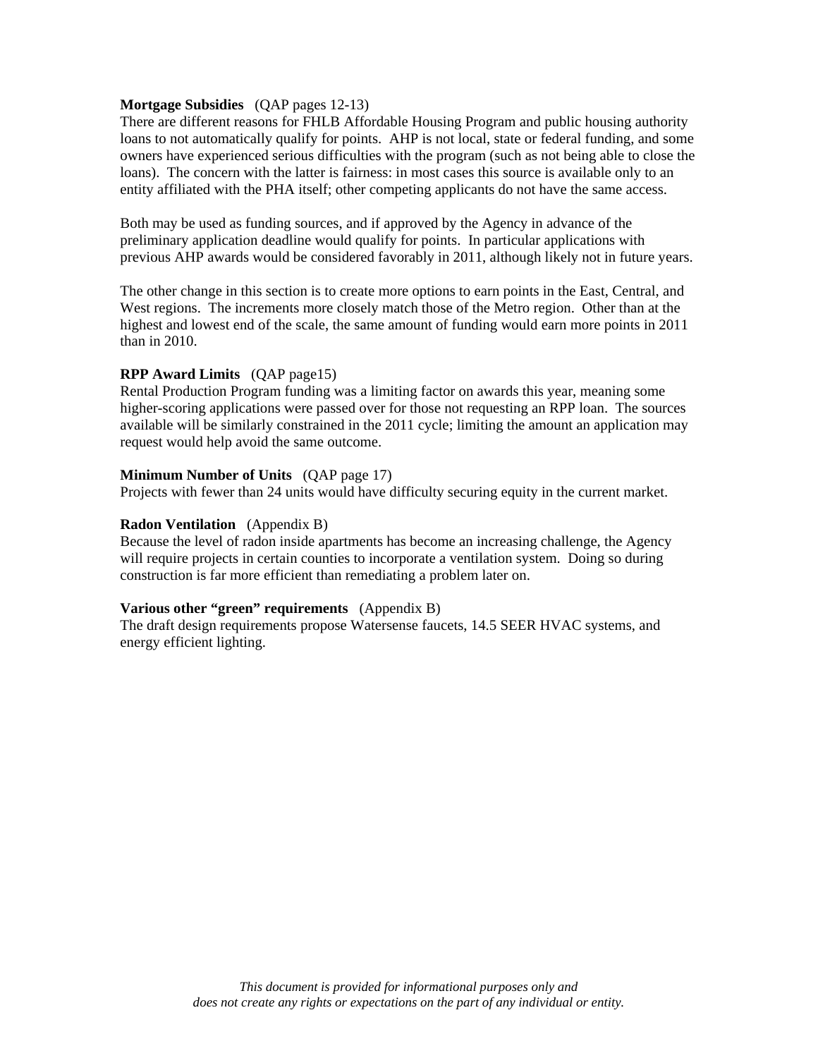**Mortgage Subsidies** (QAP pages 12-13)
There are different reasons for FHLB Affordable Housing Program and public housing authority loans to not automatically qualify for points. AHP is not local, state or federal funding, and some owners have experienced serious difficulties with the program (such as not being able to close the loans). The concern with the latter is fairness: in most cases this source is available only to an entity affiliated with the PHA itself; other competing applicants do not have the same access.

Both may be used as funding sources, and if approved by the Agency in advance of the preliminary application deadline would qualify for points. In particular applications with previous AHP awards would be considered favorably in 2011, although likely not in future years.

The other change in this section is to create more options to earn points in the East, Central, and West regions. The increments more closely match those of the Metro region. Other than at the highest and lowest end of the scale, the same amount of funding would earn more points in 2011 than in 2010.

**RPP Award Limits** (QAP page15)
Rental Production Program funding was a limiting factor on awards this year, meaning some higher-scoring applications were passed over for those not requesting an RPP loan. The sources available will be similarly constrained in the 2011 cycle; limiting the amount an application may request would help avoid the same outcome.

**Minimum Number of Units** (QAP page 17)
Projects with fewer than 24 units would have difficulty securing equity in the current market.

**Radon Ventilation** (Appendix B)
Because the level of radon inside apartments has become an increasing challenge, the Agency will require projects in certain counties to incorporate a ventilation system. Doing so during construction is far more efficient than remediating a problem later on.

**Various other "green" requirements** (Appendix B)
The draft design requirements propose Watersense faucets, 14.5 SEER HVAC systems, and energy efficient lighting.

*This document is provided for informational purposes only and does not create any rights or expectations on the part of any individual or entity.*